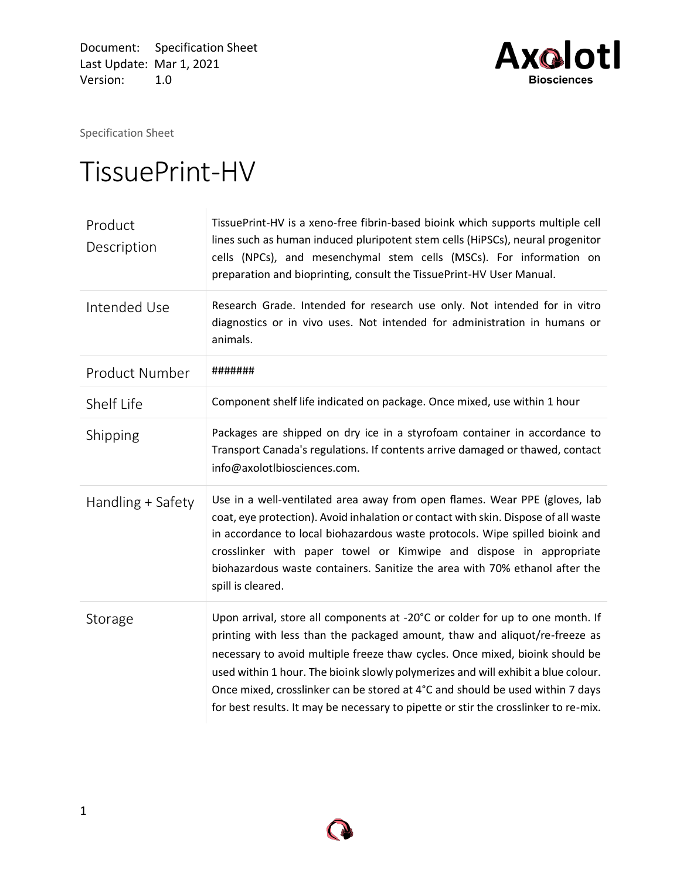Document: Specification Sheet
Last Update: Mar 1, 2021
Version: 1.0

Specification Sheet

# TissuePrint-HV

| | |
|---|---|
| Product Description | TissuePrint-HV is a xeno-free fibrin-based bioink which supports multiple cell lines such as human induced pluripotent stem cells (HiPSCs), neural progenitor cells (NPCs), and mesenchymal stem cells (MSCs). For information on preparation and bioprinting, consult the TissuePrint-HV User Manual. |
| Intended Use | Research Grade. Intended for research use only. Not intended for in vitro diagnostics or in vivo uses. Not intended for administration in humans or animals. |
| Product Number | ####### |
| Shelf Life | Component shelf life indicated on package. Once mixed, use within 1 hour |
| Shipping | Packages are shipped on dry ice in a styrofoam container in accordance to Transport Canada's regulations. If contents arrive damaged or thawed, contact info@axolotlbiosciences.com. |
| Handling + Safety | Use in a well-ventilated area away from open flames. Wear PPE (gloves, lab coat, eye protection). Avoid inhalation or contact with skin. Dispose of all waste in accordance to local biohazardous waste protocols. Wipe spilled bioink and crosslinker with paper towel or Kimwipe and dispose in appropriate biohazardous waste containers. Sanitize the area with 70% ethanol after the spill is cleared. |
| Storage | Upon arrival, store all components at -20°C or colder for up to one month. If printing with less than the packaged amount, thaw and aliquot/re-freeze as necessary to avoid multiple freeze thaw cycles. Once mixed, bioink should be used within 1 hour. The bioink slowly polymerizes and will exhibit a blue colour. Once mixed, crosslinker can be stored at 4°C and should be used within 7 days for best results. It may be necessary to pipette or stir the crosslinker to re-mix. |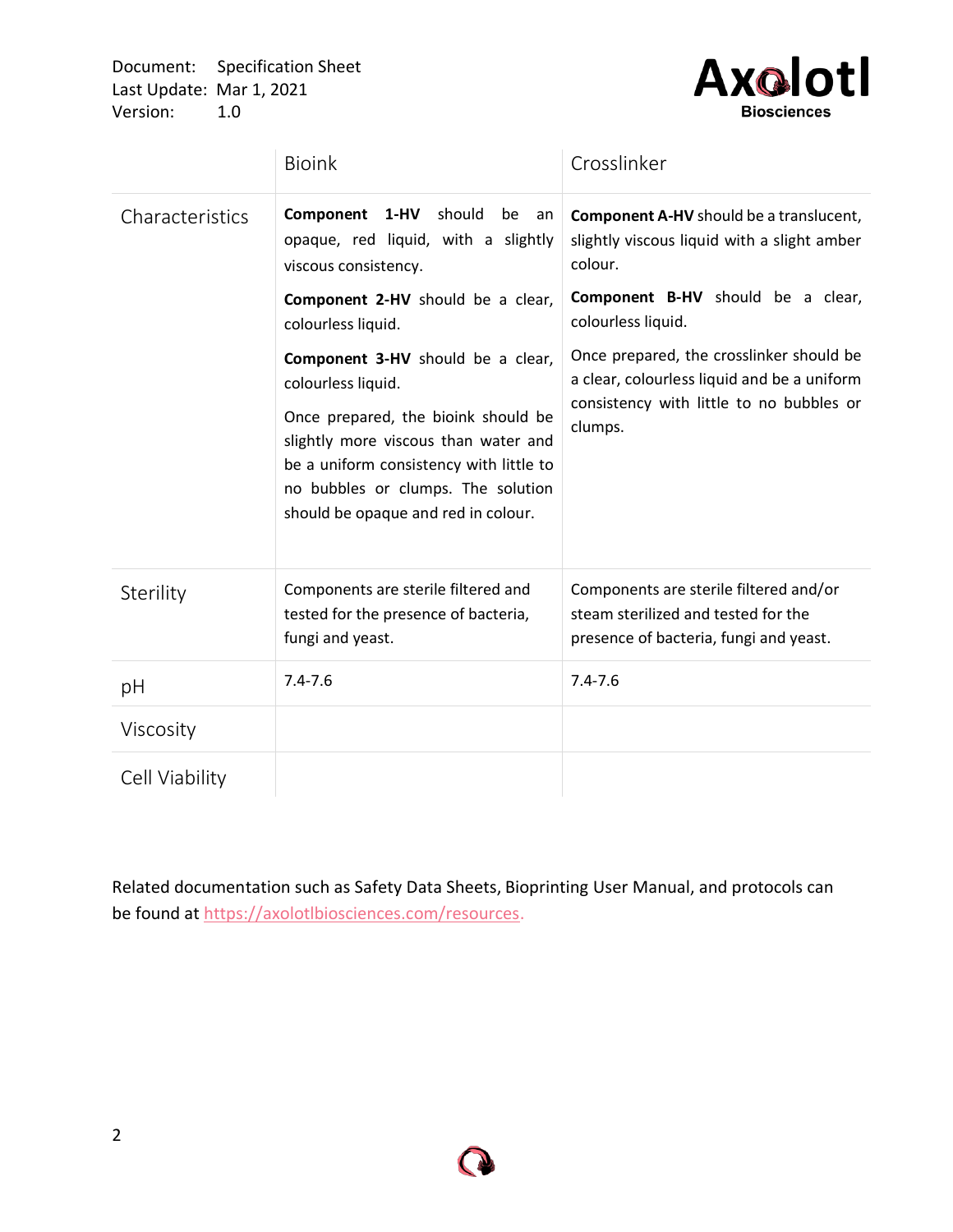Document: Specification Sheet
Last Update: Mar 1, 2021
Version: 1.0

| | Bioink | Crosslinker |
|---|---|---|
| Characteristics | **Component 1-HV** should be an opaque, red liquid, with a slightly viscous consistency.<br><br>**Component 2-HV** should be a clear, colourless liquid.<br><br>**Component 3-HV** should be a clear, colourless liquid.<br><br>Once prepared, the bioink should be slightly more viscous than water and be a uniform consistency with little to no bubbles or clumps. The solution should be opaque and red in colour. | **Component A-HV** should be a translucent, slightly viscous liquid with a slight amber colour.<br><br>**Component B-HV** should be a clear, colourless liquid.<br><br>Once prepared, the crosslinker should be a clear, colourless liquid and be a uniform consistency with little to no bubbles or clumps. |
| Sterility | Components are sterile filtered and tested for the presence of bacteria, fungi and yeast. | Components are sterile filtered and/or steam sterilized and tested for the presence of bacteria, fungi and yeast. |
| pH | 7.4-7.6 | 7.4-7.6 |
| Viscosity | | |
| Cell Viability | | |

Related documentation such as Safety Data Sheets, Bioprinting User Manual, and protocols can be found at https://axolotlbiosciences.com/resources.